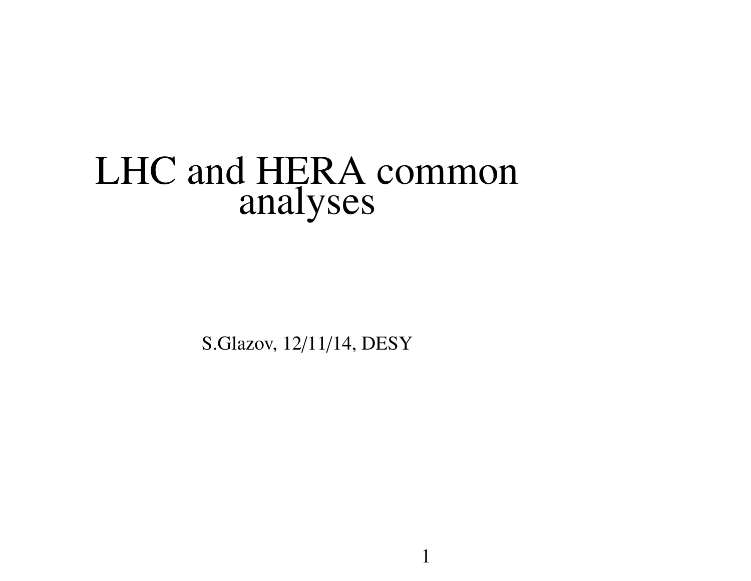# LHC and HERA common analyses

S.Glazov, 12/11/14, DESY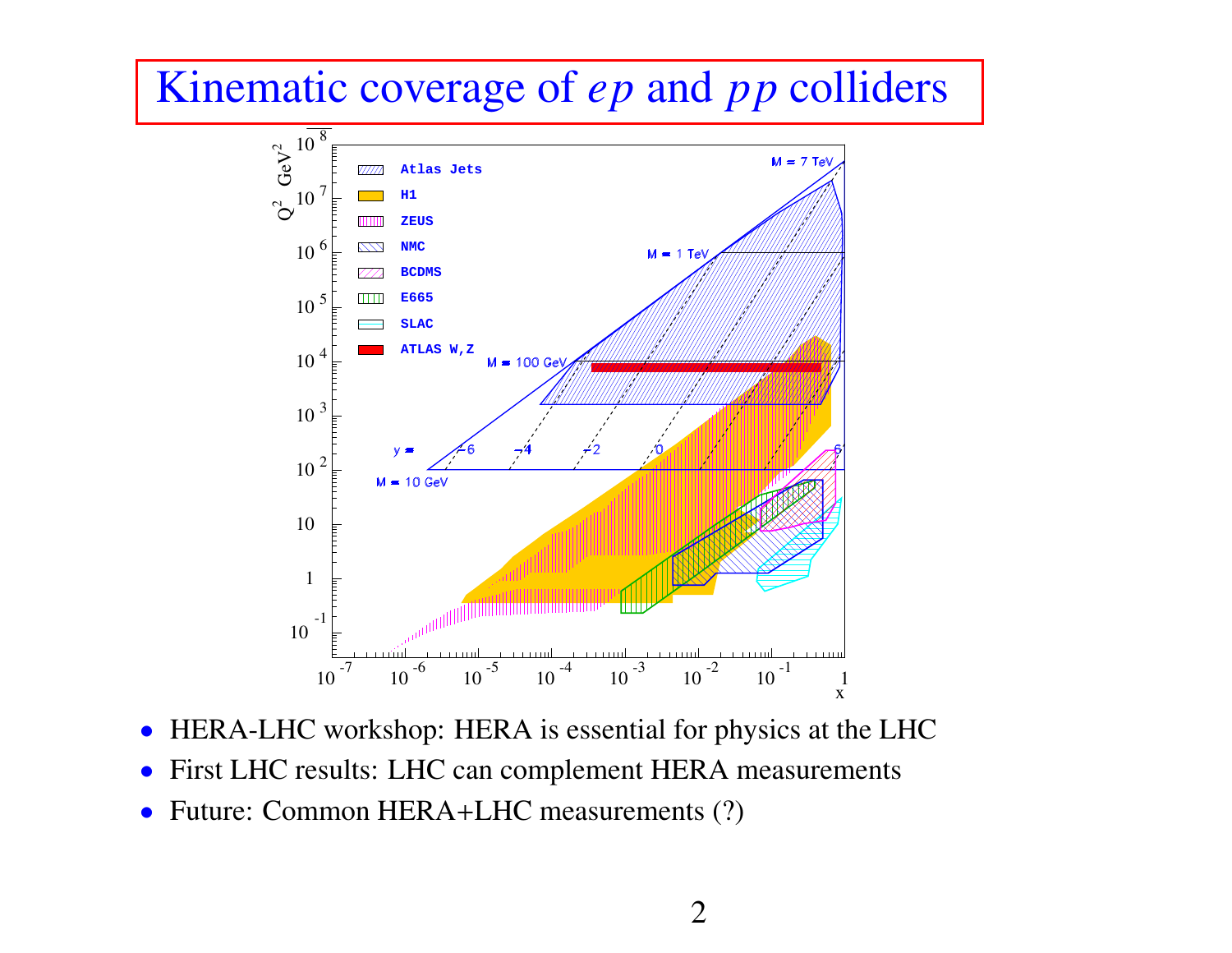# Kinematic coverage of *ep* and *pp* colliders

- HERA-LHC workshop: HERA is essential for physics at the LHC
- First LHC results: LHC can complement HERA measurements
- Future: Common HERA+LHC measurements (?)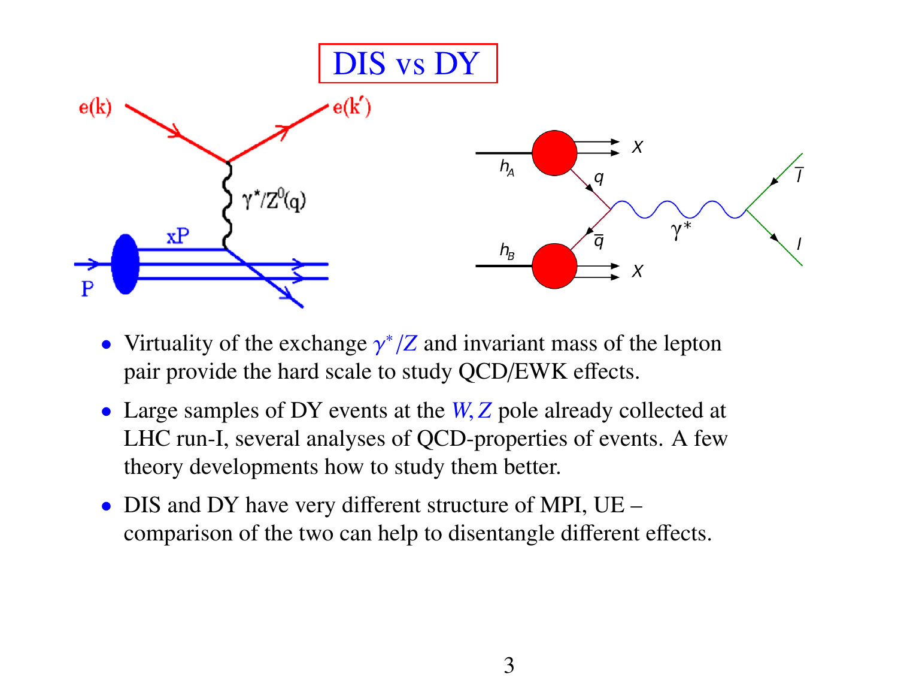# DIS vs DY

- Virtuality of the exchange $\gamma^*/Z$ and invariant mass of the lepton pair provide the hard scale to study QCD/EWK effects.
- Large samples of DY events at the $W, Z$ pole already collected at LHC run-I, several analyses of QCD-properties of events. A few theory developments how to study them better.
- DIS and DY have very different structure of MPI, UE – comparison of the two can help to disentangle different effects.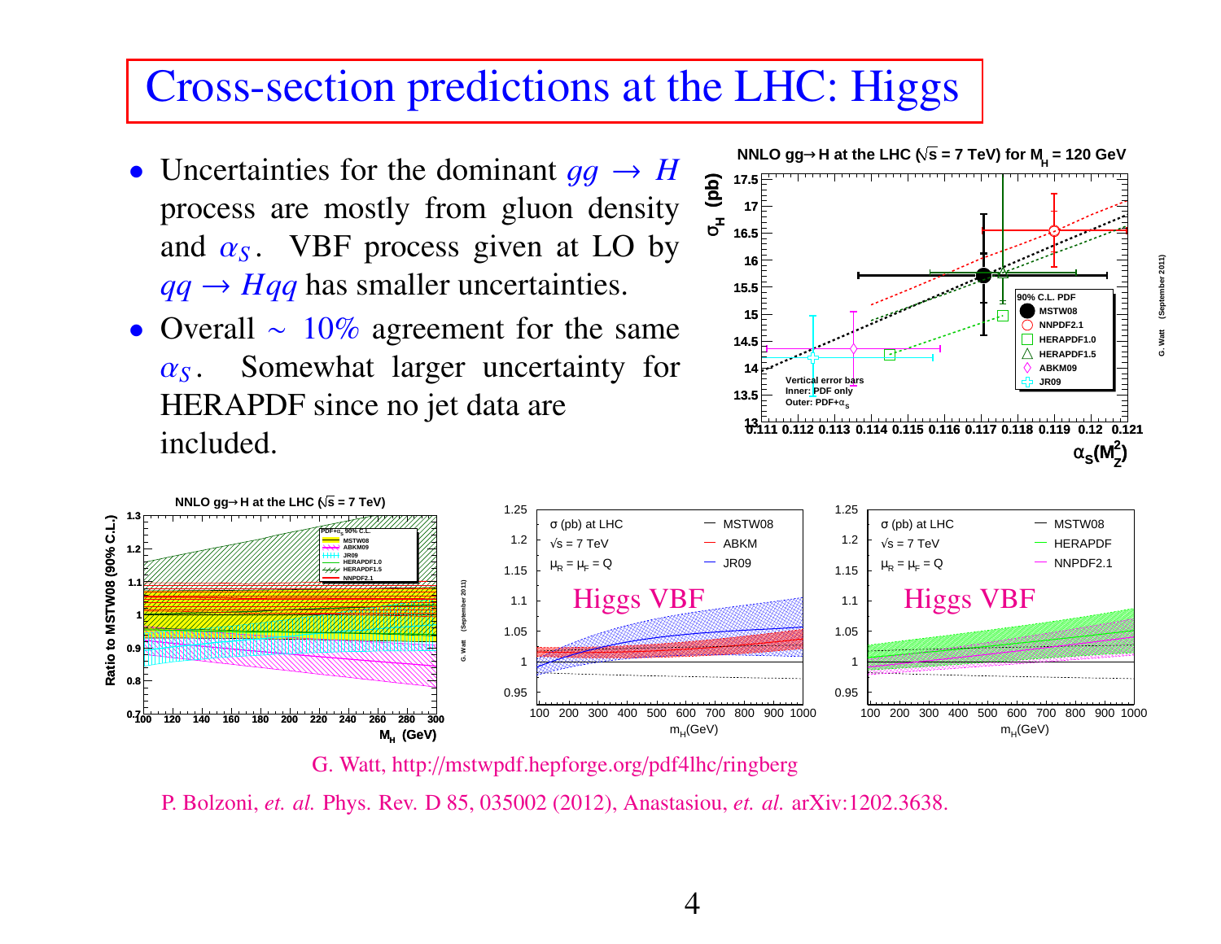# Cross-section predictions at the LHC: Higgs

- Uncertainties for the dominant $gg \to H$ process are mostly from gluon density and $\alpha_S$. VBF process given at LO by $qq \to Hqq$ has smaller uncertainties.
- Overall $\sim$ 10% agreement for the same $\alpha_S$. Somewhat larger uncertainty for HERAPDF since no jet data are included.

G. Watt, http://mstwpdf.hepforge.org/pdf4lhc/ringberg

P. Bolzoni, *et. al.* Phys. Rev. D 85, 035002 (2012), Anastasiou, *et. al.* arXiv:1202.3638.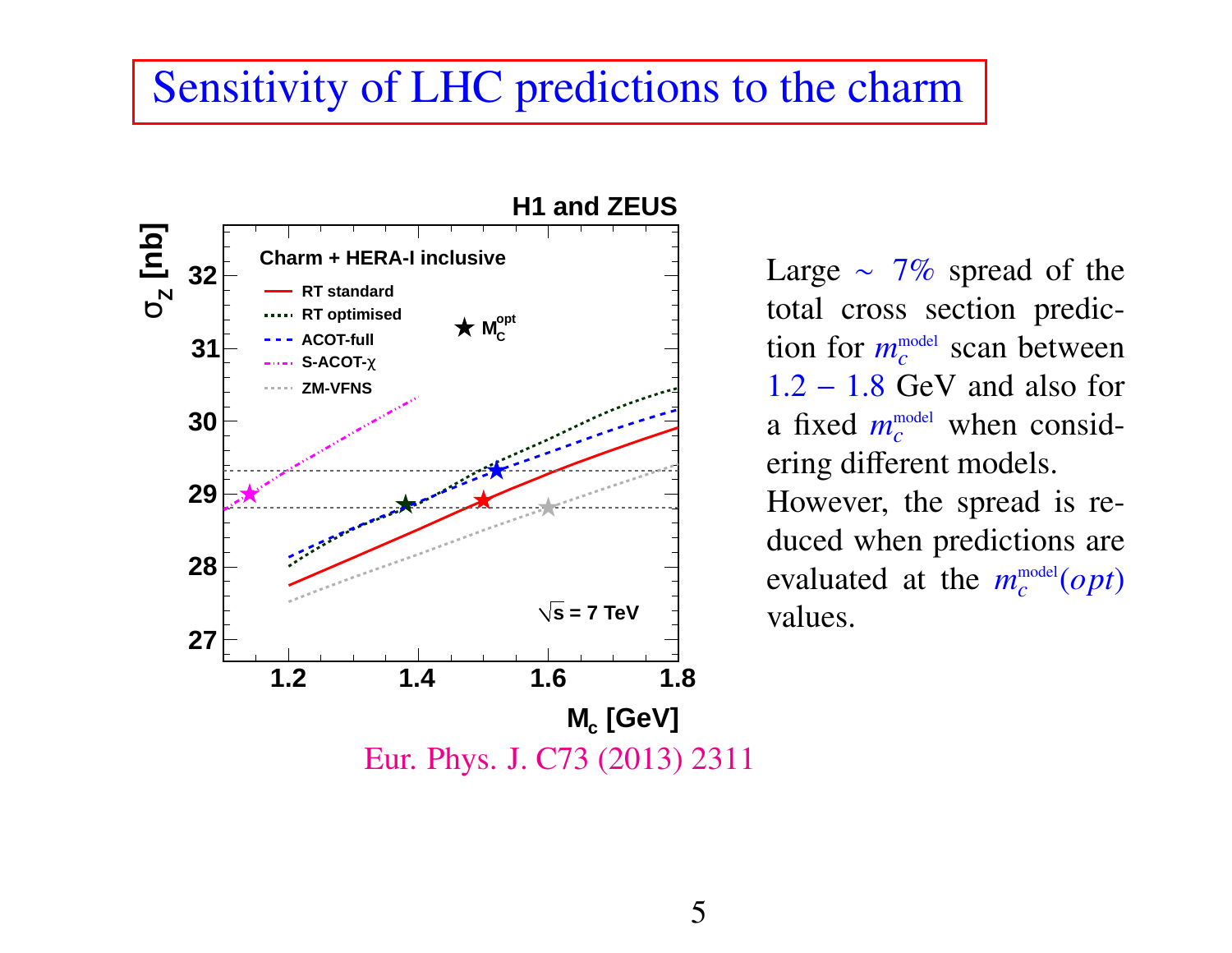# Sensitivity of LHC predictions to the charm

Large $\sim 7\%$ spread of the total cross section prediction for $m_c^{\text{model}}$ scan between $1.2 - 1.8$ GeV and also for a fixed $m_c^{\text{model}}$ when considering different models.

However, the spread is reduced when predictions are evaluated at the $m_c^{\text{model}}(opt)$ values.

Eur. Phys. J. C73 (2013) 2311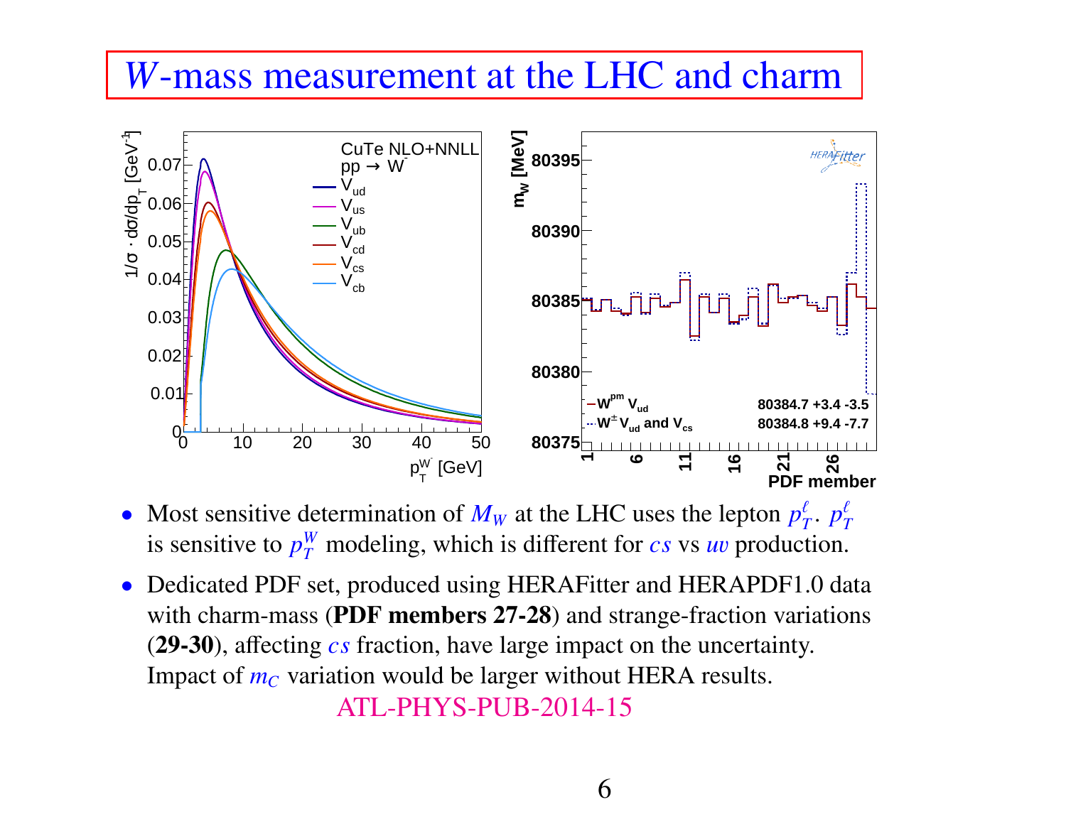# $W$-mass measurement at the LHC and charm

- Most sensitive determination of $M_W$ at the LHC uses the lepton $p_T^\ell$. $p_T^\ell$ is sensitive to $p_T^W$ modeling, which is different for $cs$ vs $uv$ production.
- Dedicated PDF set, produced using HERAFitter and HERAPDF1.0 data with charm-mass (**PDF members 27-28**) and strange-fraction variations (**29-30**), affecting $cs$ fraction, have large impact on the uncertainty. Impact of $m_C$ variation would be larger without HERA results.

ATL-PHYS-PUB-2014-15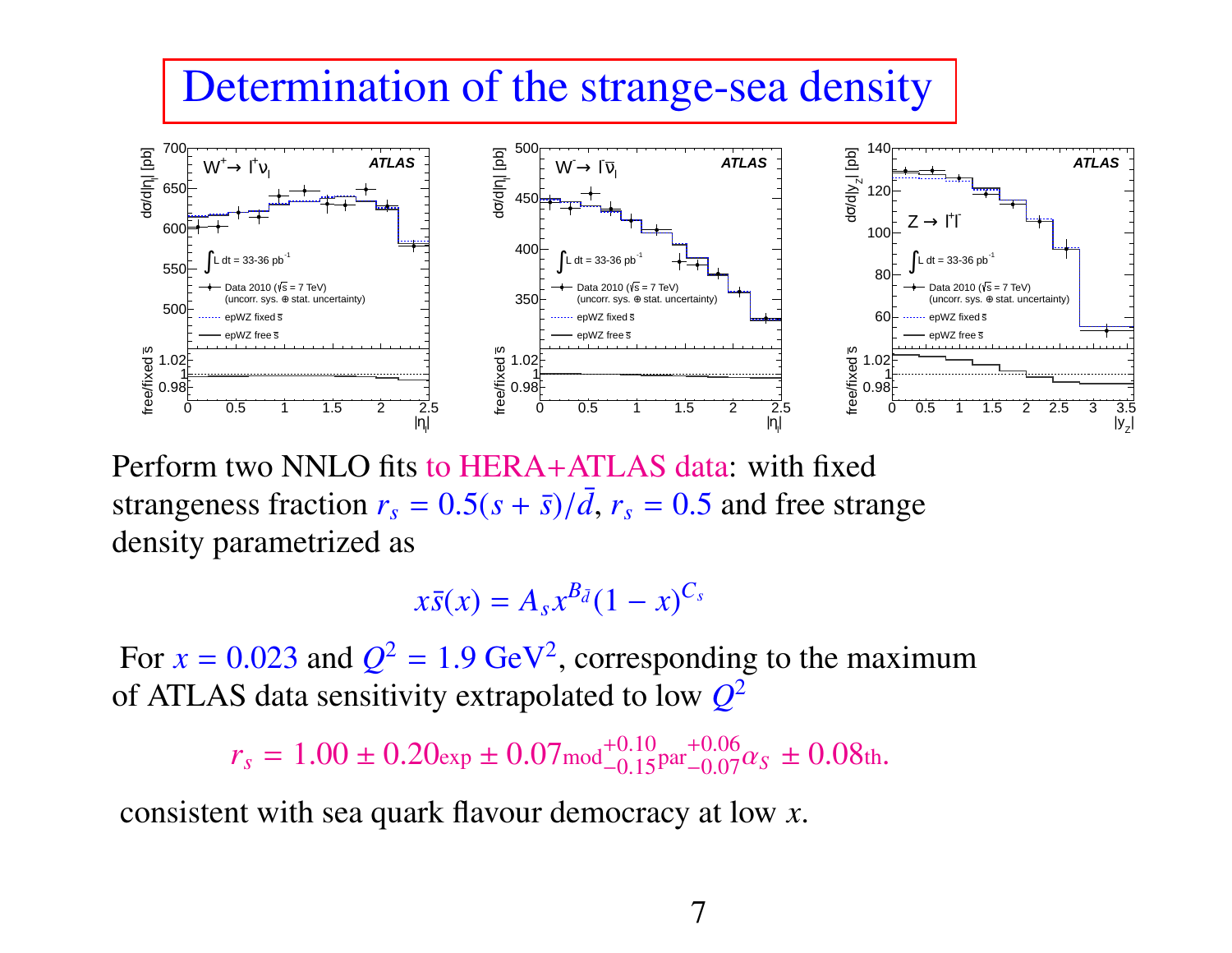# Determination of the strange-sea density

Perform two NNLO fits to HERA+ATLAS data: with fixed strangeness fraction $r_s = 0.5(s + \bar{s})/\bar{d}$, $r_s = 0.5$ and free strange density parametrized as

$$x\bar{s}(x) = A_s x^{B_{\bar{d}}}(1 - x)^{C_s}$$

For $x = 0.023$ and $Q^2 = 1.9$ GeV$^2$, corresponding to the maximum of ATLAS data sensitivity extrapolated to low $Q^2$

$$r_s = 1.00 \pm 0.20_{\text{exp}} \pm 0.07_{\text{mod}}{}^{+0.10}_{-0.15}{}_{\text{par}}{}^{+0.06}_{-0.07}{}_{\alpha_S} \pm 0.08_{\text{th}}.$$

consistent with sea quark flavour democracy at low $x$.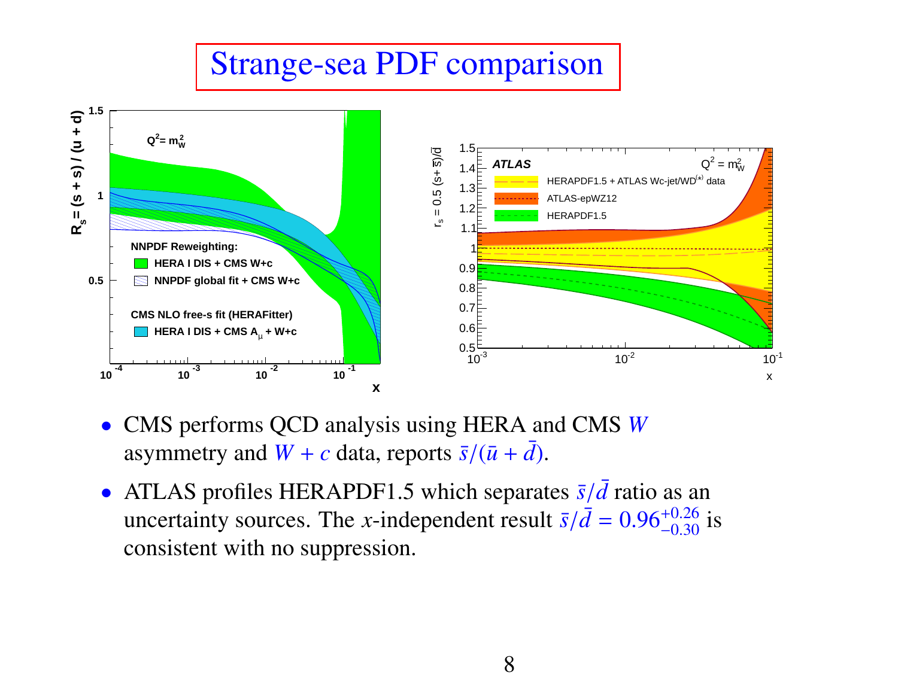# Strange-sea PDF comparison

- CMS performs QCD analysis using HERA and CMS $W$ asymmetry and $W + c$ data, reports $\bar{s}/(\bar{u} + \bar{d})$.
- ATLAS profiles HERAPDF1.5 which separates $\bar{s}/\bar{d}$ ratio as an uncertainty sources. The $x$-independent result $\bar{s}/\bar{d} = 0.96^{+0.26}_{-0.30}$ is consistent with no suppression.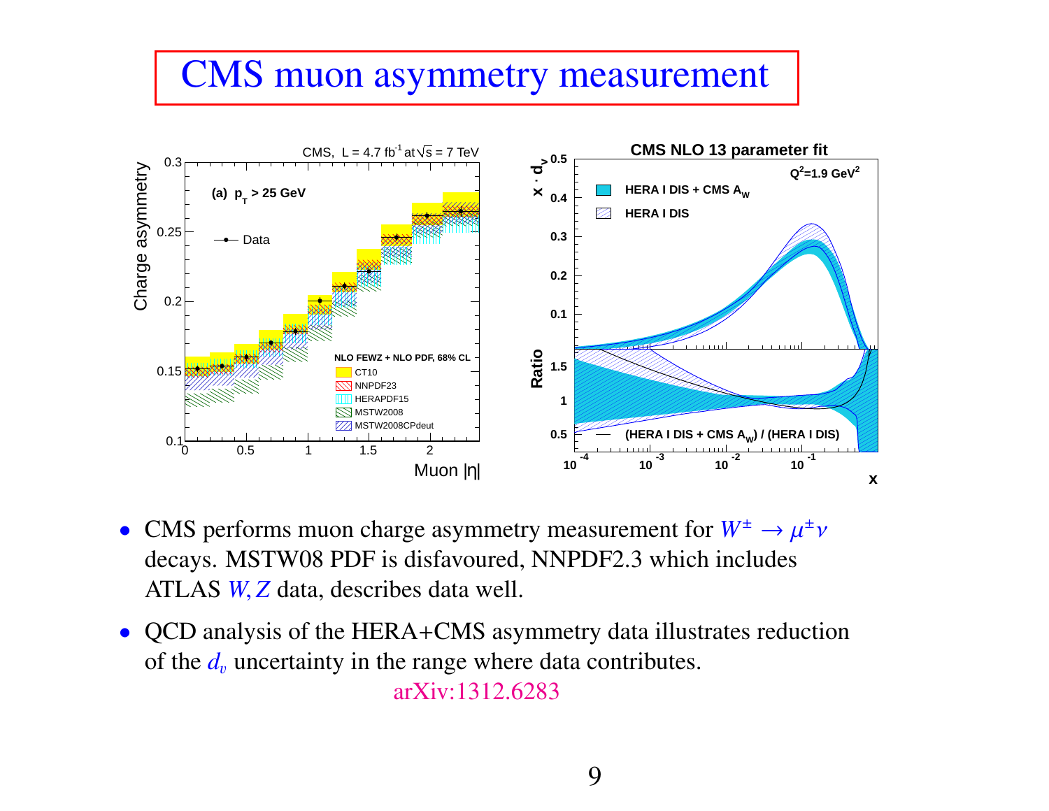# CMS muon asymmetry measurement

- CMS performs muon charge asymmetry measurement for $W^{\pm} \rightarrow \mu^{\pm}\nu$ decays. MSTW08 PDF is disfavoured, NNPDF2.3 which includes ATLAS $W, Z$ data, describes data well.
- QCD analysis of the HERA+CMS asymmetry data illustrates reduction of the $d_v$ uncertainty in the range where data contributes.

arXiv:1312.6283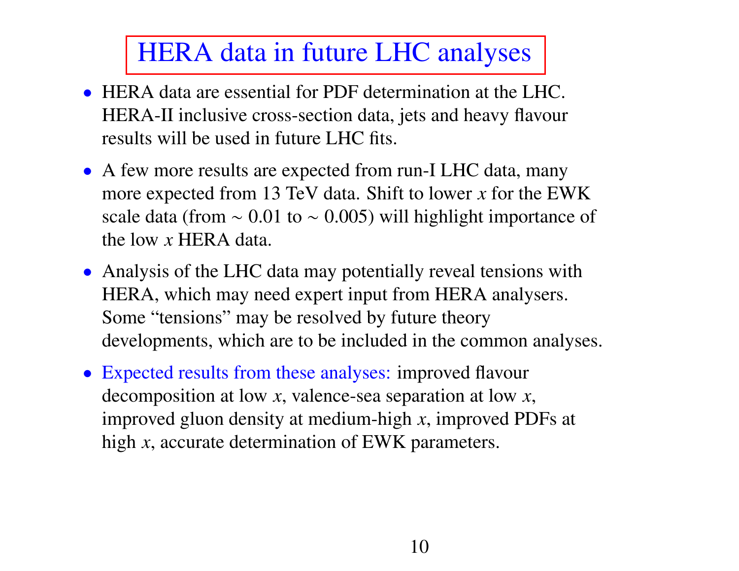# HERA data in future LHC analyses

- HERA data are essential for PDF determination at the LHC. HERA-II inclusive cross-section data, jets and heavy flavour results will be used in future LHC fits.
- A few more results are expected from run-I LHC data, many more expected from 13 TeV data. Shift to lower $x$ for the EWK scale data (from $\sim 0.01$ to $\sim 0.005$) will highlight importance of the low $x$ HERA data.
- Analysis of the LHC data may potentially reveal tensions with HERA, which may need expert input from HERA analysers. Some "tensions" may be resolved by future theory developments, which are to be included in the common analyses.
- Expected results from these analyses: improved flavour decomposition at low $x$, valence-sea separation at low $x$, improved gluon density at medium-high $x$, improved PDFs at high $x$, accurate determination of EWK parameters.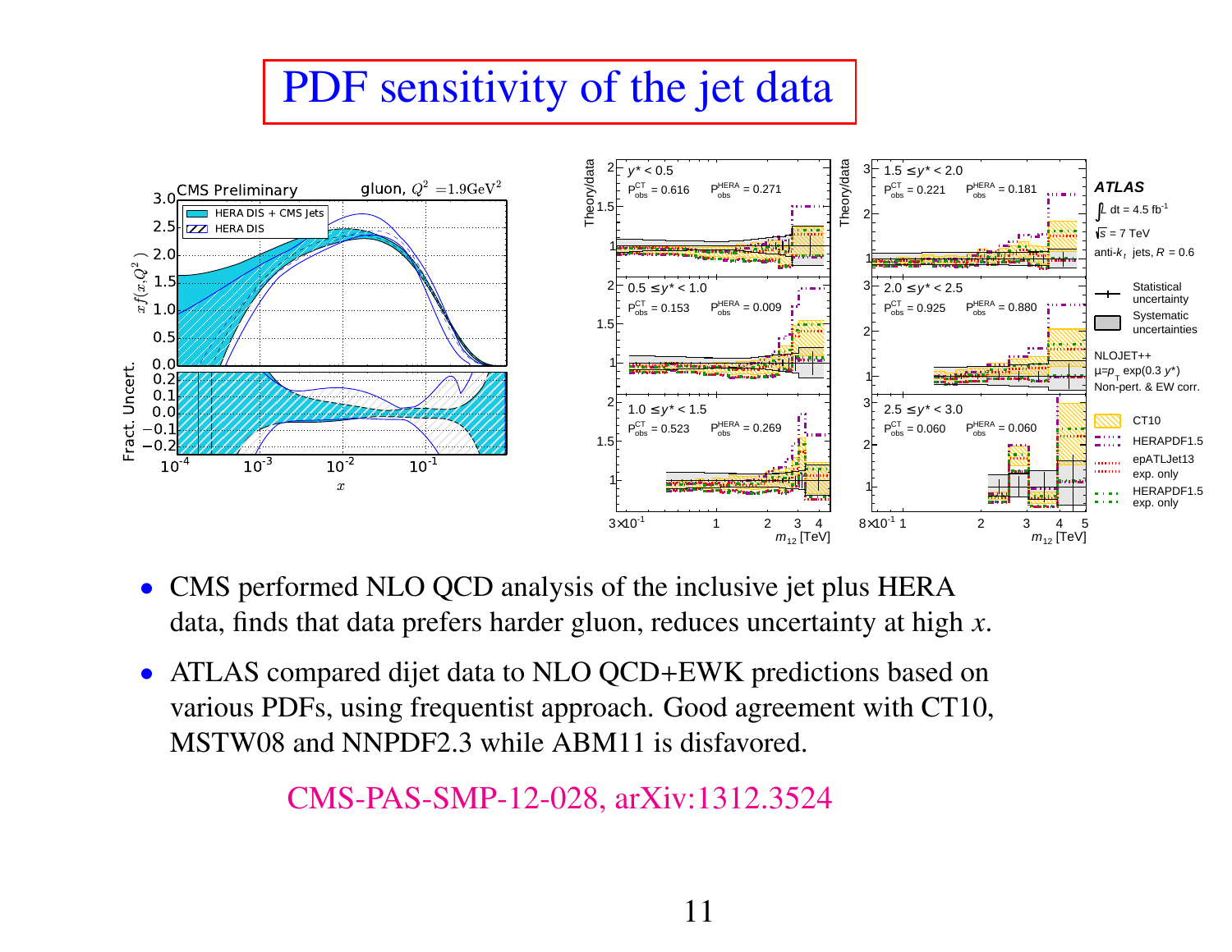# PDF sensitivity of the jet data

- CMS performed NLO QCD analysis of the inclusive jet plus HERA data, finds that data prefers harder gluon, reduces uncertainty at high $x$.
- ATLAS compared dijet data to NLO QCD+EWK predictions based on various PDFs, using frequentist approach. Good agreement with CT10, MSTW08 and NNPDF2.3 while ABM11 is disfavored.

CMS-PAS-SMP-12-028, arXiv:1312.3524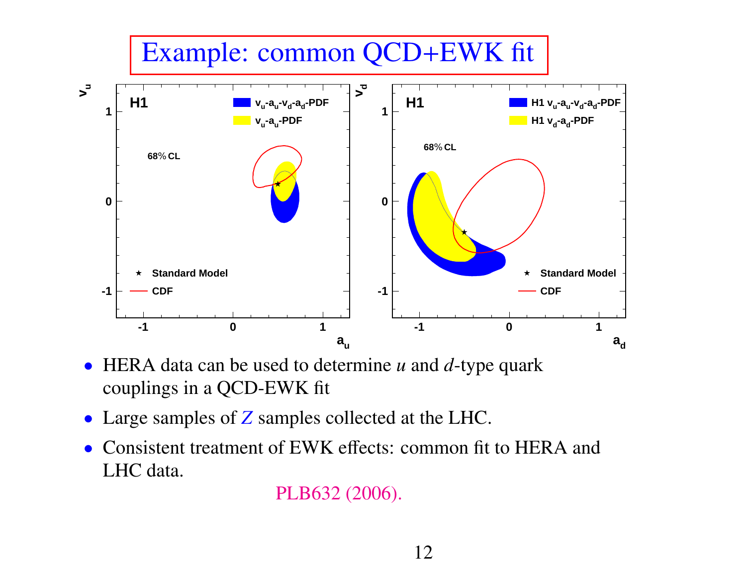# Example: common QCD+EWK fit

- HERA data can be used to determine *u* and *d*-type quark couplings in a QCD-EWK fit
- Large samples of $Z$ samples collected at the LHC.
- Consistent treatment of EWK effects: common fit to HERA and LHC data.

PLB632 (2006).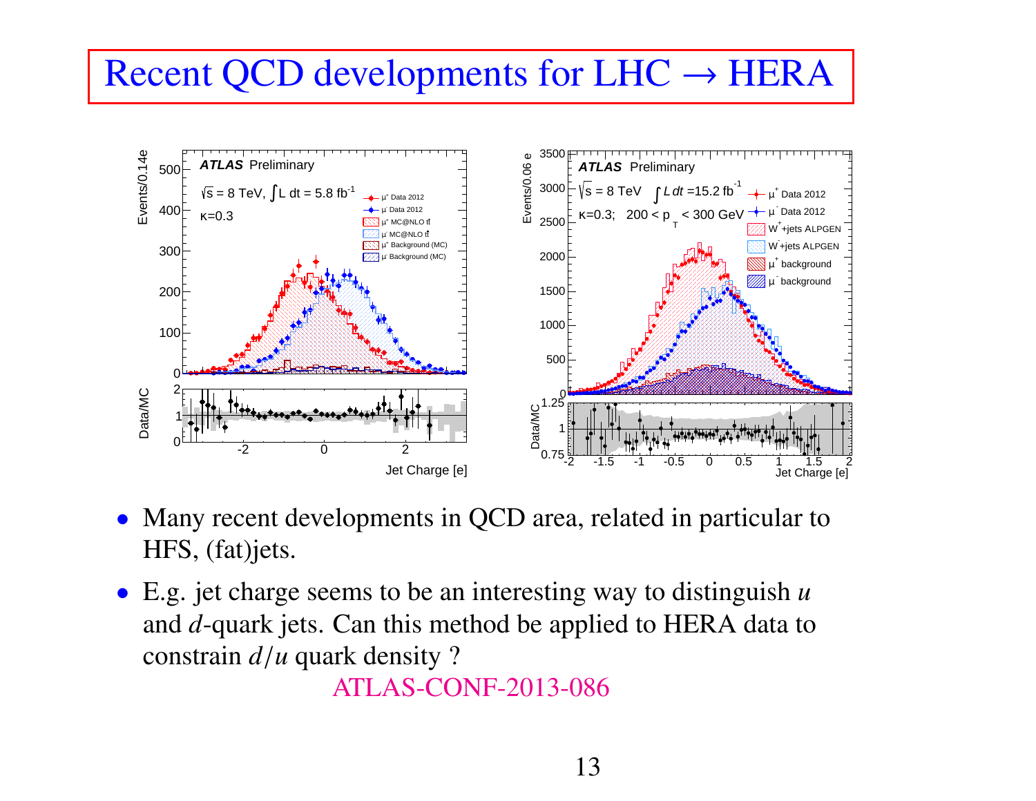# Recent QCD developments for LHC → HERA

- Many recent developments in QCD area, related in particular to HFS, (fat)jets.
- E.g. jet charge seems to be an interesting way to distinguish $u$ and $d$-quark jets. Can this method be applied to HERA data to constrain $d/u$ quark density ?

  ATLAS-CONF-2013-086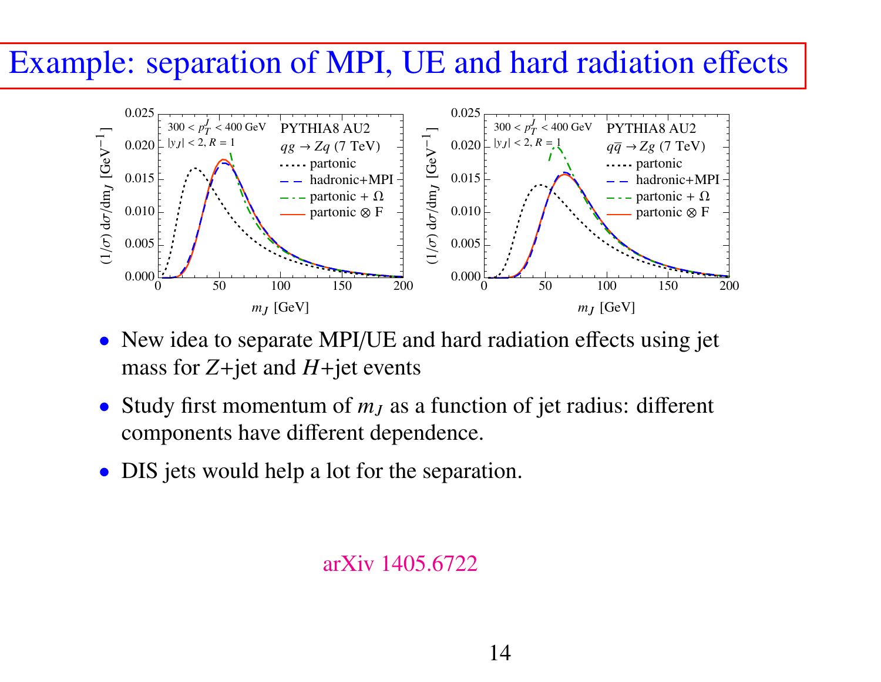# Example: separation of MPI, UE and hard radiation effects

- New idea to separate MPI/UE and hard radiation effects using jet mass for $Z$+jet and $H$+jet events
- Study first momentum of $m_J$ as a function of jet radius: different components have different dependence.
- DIS jets would help a lot for the separation.

arXiv 1405.6722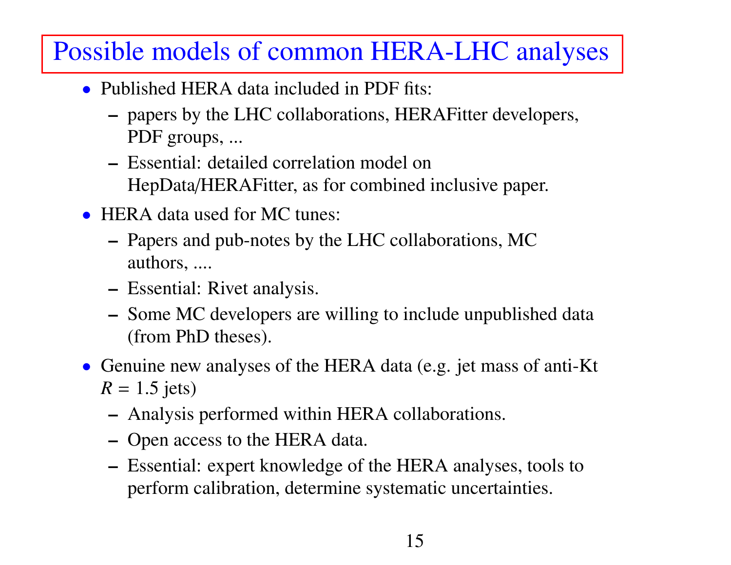# Possible models of common HERA-LHC analyses

- Published HERA data included in PDF fits:
  - papers by the LHC collaborations, HERAFitter developers, PDF groups, ...
  - Essential: detailed correlation model on HepData/HERAFitter, as for combined inclusive paper.
- HERA data used for MC tunes:
  - Papers and pub-notes by the LHC collaborations, MC authors, ....
  - Essential: Rivet analysis.
  - Some MC developers are willing to include unpublished data (from PhD theses).
- Genuine new analyses of the HERA data (e.g. jet mass of anti-Kt $R = 1.5$ jets)
  - Analysis performed within HERA collaborations.
  - Open access to the HERA data.
  - Essential: expert knowledge of the HERA analyses, tools to perform calibration, determine systematic uncertainties.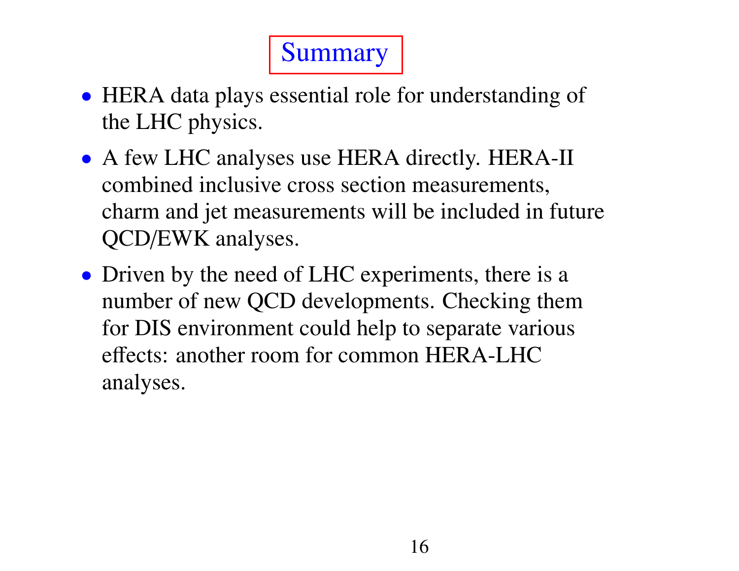# Summary

- HERA data plays essential role for understanding of the LHC physics.
- A few LHC analyses use HERA directly. HERA-II combined inclusive cross section measurements, charm and jet measurements will be included in future QCD/EWK analyses.
- Driven by the need of LHC experiments, there is a number of new QCD developments. Checking them for DIS environment could help to separate various effects: another room for common HERA-LHC analyses.